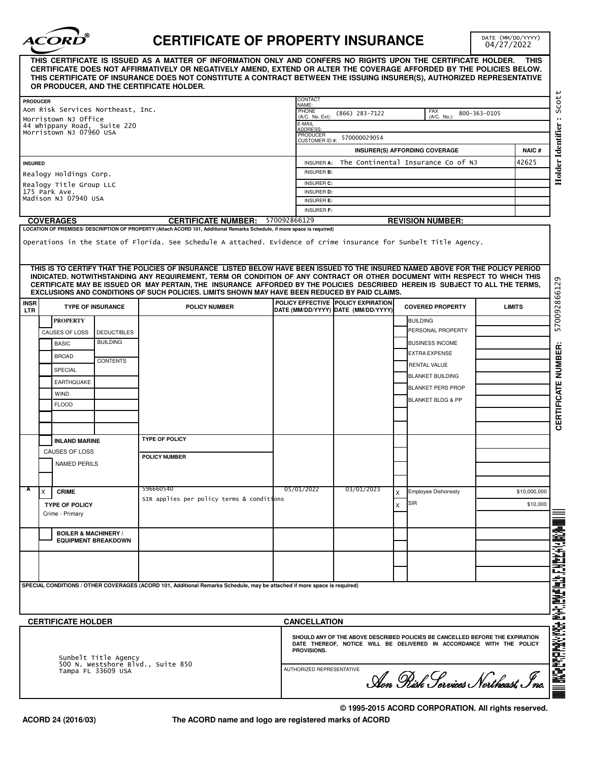# CERTIFICATE OF PROPERTY INSURANCE

DATE (MM/DD/YYYY) 04/27/2022

**THIS CERTIFICATE IS ISSUED AS A MATTER OF INFORMATION ONLY AND CONFERS NO RIGHTS UPON THE CERTIFICATE HOLDER. THIS CERTIFICATE DOES NOT AFFIRMATIVELY OR NEGATIVELY AMEND, EXTEND OR ALTER THE COVERAGE AFFORDED BY THE POLICIES BELOW. THIS CERTIFICATE OF INSURANCE DOES NOT CONSTITUTE A CONTRACT BETWEEN THE ISSUING INSURER(S), AUTHORIZED REPRESENTATIVE OR PRODUCER, AND THE CERTIFICATE HOLDER.**

**PRODUCER**
Aon Risk Services Northeast, Inc.
Morristown NJ Office
44 Whippany Road, Suite 220
Morristown NJ 07960 USA

CONTACT NAME:
PHONE (A/C. No. Ext): (866) 283-7122
FAX (A/C. No.): 800-363-0105
E-MAIL ADDRESS:
PRODUCER CUSTOMER ID #: 570000029054

**INSURED**
Realogy Holdings Corp.
Realogy Title Group LLC
175 Park Ave.
Madison NJ 07940 USA

| INSURER(S) AFFORDING COVERAGE | | NAIC # |
|---|---|---|
| INSURER A: | The Continental Insurance Co of NJ | 42625 |
| INSURER B: | | |
| INSURER C: | | |
| INSURER D: | | |
| INSURER E: | | |
| INSURER F: | | |

**COVERAGES** **CERTIFICATE NUMBER:** 570092866129 **REVISION NUMBER:**

**LOCATION OF PREMISES/ DESCRIPTION OF PROPERTY** (Attach ACORD 101, Additional Remarks Schedule, if more space is required)

Operations in the State of Florida. See Schedule A attached. Evidence of crime insurance for Sunbelt Title Agency.

**THIS IS TO CERTIFY THAT THE POLICIES OF INSURANCE LISTED BELOW HAVE BEEN ISSUED TO THE INSURED NAMED ABOVE FOR THE POLICY PERIOD INDICATED. NOTWITHSTANDING ANY REQUIREMENT, TERM OR CONDITION OF ANY CONTRACT OR OTHER DOCUMENT WITH RESPECT TO WHICH THIS CERTIFICATE MAY BE ISSUED OR MAY PERTAIN, THE INSURANCE AFFORDED BY THE POLICIES DESCRIBED HEREIN IS SUBJECT TO ALL THE TERMS, EXCLUSIONS AND CONDITIONS OF SUCH POLICIES. LIMITS SHOWN MAY HAVE BEEN REDUCED BY PAID CLAIMS.**

| INSR LTR | TYPE OF INSURANCE | POLICY NUMBER | POLICY EFFECTIVE DATE (MM/DD/YYYY) | POLICY EXPIRATION DATE (MM/DD/YYYY) | | COVERED PROPERTY | LIMITS |
|---|---|---|---|---|---|---|---|
| | PROPERTY<br>CAUSES OF LOSS: BASIC, BROAD, SPECIAL, EARTHQUAKE, WIND, FLOOD<br>DEDUCTIBLES: BUILDING, CONTENTS | | | | | BUILDING | |
| | | | | | | PERSONAL PROPERTY | |
| | | | | | | BUSINESS INCOME | |
| | | | | | | EXTRA EXPENSE | |
| | | | | | | RENTAL VALUE | |
| | | | | | | BLANKET BUILDING | |
| | | | | | | BLANKET PERS PROP | |
| | | | | | | BLANKET BLDG & PP | |
| | INLAND MARINE<br>CAUSES OF LOSS<br>NAMED PERILS | TYPE OF POLICY<br>POLICY NUMBER | | | | | |
| A | X CRIME<br>TYPE OF POLICY<br>Crime - Primary | 596660540<br>SIR applies per policy terms & conditions | 05/01/2022 | 03/01/2023 | X | Employee Dishonesty | $10,000,000 |
| | | | | | X | SIR | $10,000 |
| | BOILER & MACHINERY / EQUIPMENT BREAKDOWN | | | | | | |

**SPECIAL CONDITIONS / OTHER COVERAGES** (ACORD 101, Additional Remarks Schedule, may be attached if more space is required)

**CERTIFICATE HOLDER**

Sunbelt Title Agency
500 N. Westshore Blvd., Suite 850
Tampa FL 33609 USA

**CANCELLATION**

SHOULD ANY OF THE ABOVE DESCRIBED POLICIES BE CANCELLED BEFORE THE EXPIRATION DATE THEREOF, NOTICE WILL BE DELIVERED IN ACCORDANCE WITH THE POLICY PROVISIONS.

AUTHORIZED REPRESENTATIVE
*Aon Risk Services Northeast, Inc.*

© 1995-2015 ACORD CORPORATION. All rights reserved.

ACORD 24 (2016/03) The ACORD name and logo are registered marks of ACORD

Holder Identifier : Scott
CERTIFICATE NUMBER: 570092866129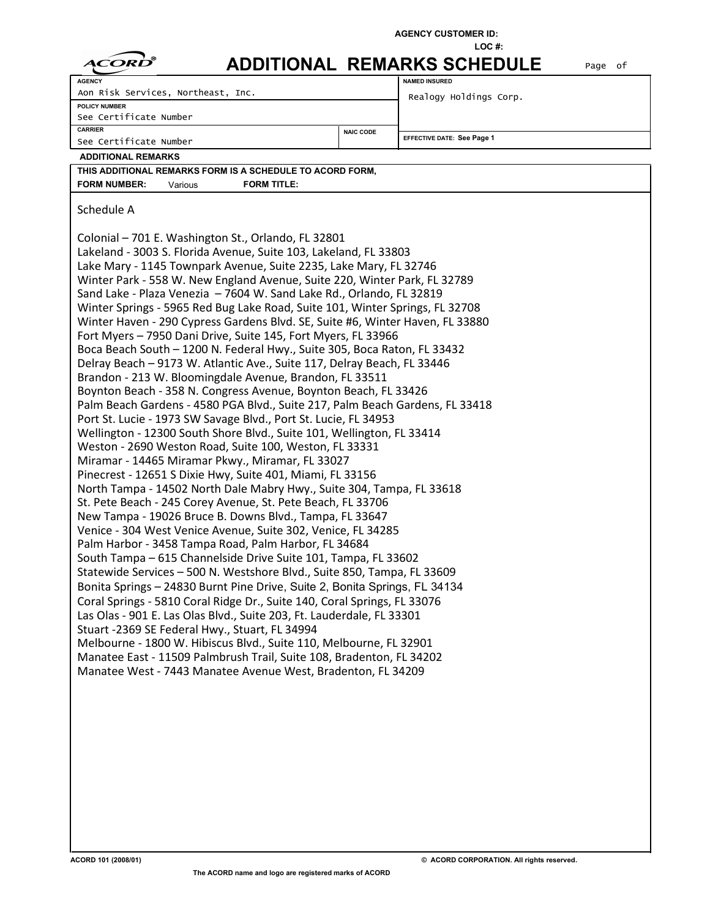AGENCY CUSTOMER ID:

LOC #:

ACORD®

# ADDITIONAL REMARKS SCHEDULE

Page of

| AGENCY | | NAMED INSURED |
|---|---|---|
| Aon Risk Services, Northeast, Inc. | | Realogy Holdings Corp. |
| POLICY NUMBER | | |
| See Certificate Number | | |
| CARRIER | NAIC CODE | |
| See Certificate Number | | EFFECTIVE DATE: See Page 1 |

**ADDITIONAL REMARKS**

**THIS ADDITIONAL REMARKS FORM IS A SCHEDULE TO ACORD FORM,**

**FORM NUMBER:** Various **FORM TITLE:**

Schedule A

Colonial – 701 E. Washington St., Orlando, FL 32801
Lakeland - 3003 S. Florida Avenue, Suite 103, Lakeland, FL 33803
Lake Mary - 1145 Townpark Avenue, Suite 2235, Lake Mary, FL 32746
Winter Park - 558 W. New England Avenue, Suite 220, Winter Park, FL 32789
Sand Lake - Plaza Venezia – 7604 W. Sand Lake Rd., Orlando, FL 32819
Winter Springs - 5965 Red Bug Lake Road, Suite 101, Winter Springs, FL 32708
Winter Haven - 290 Cypress Gardens Blvd. SE, Suite #6, Winter Haven, FL 33880
Fort Myers – 7950 Dani Drive, Suite 145, Fort Myers, FL 33966
Boca Beach South – 1200 N. Federal Hwy., Suite 305, Boca Raton, FL 33432
Delray Beach – 9173 W. Atlantic Ave., Suite 117, Delray Beach, FL 33446
Brandon - 213 W. Bloomingdale Avenue, Brandon, FL 33511
Boynton Beach - 358 N. Congress Avenue, Boynton Beach, FL 33426
Palm Beach Gardens - 4580 PGA Blvd., Suite 217, Palm Beach Gardens, FL 33418
Port St. Lucie - 1973 SW Savage Blvd., Port St. Lucie, FL 34953
Wellington - 12300 South Shore Blvd., Suite 101, Wellington, FL 33414
Weston - 2690 Weston Road, Suite 100, Weston, FL 33331
Miramar - 14465 Miramar Pkwy., Miramar, FL 33027
Pinecrest - 12651 S Dixie Hwy, Suite 401, Miami, FL 33156
North Tampa - 14502 North Dale Mabry Hwy., Suite 304, Tampa, FL 33618
St. Pete Beach - 245 Corey Avenue, St. Pete Beach, FL 33706
New Tampa - 19026 Bruce B. Downs Blvd., Tampa, FL 33647
Venice - 304 West Venice Avenue, Suite 302, Venice, FL 34285
Palm Harbor - 3458 Tampa Road, Palm Harbor, FL 34684
South Tampa – 615 Channelside Drive Suite 101, Tampa, FL 33602
Statewide Services – 500 N. Westshore Blvd., Suite 850, Tampa, FL 33609
Bonita Springs – 24830 Burnt Pine Drive, Suite 2, Bonita Springs, FL 34134
Coral Springs - 5810 Coral Ridge Dr., Suite 140, Coral Springs, FL 33076
Las Olas - 901 E. Las Olas Blvd., Suite 203, Ft. Lauderdale, FL 33301
Stuart -2369 SE Federal Hwy., Stuart, FL 34994
Melbourne - 1800 W. Hibiscus Blvd., Suite 110, Melbourne, FL 32901
Manatee East - 11509 Palmbrush Trail, Suite 108, Bradenton, FL 34202
Manatee West - 7443 Manatee Avenue West, Bradenton, FL 34209

ACORD 101 (2008/01) © ACORD CORPORATION. All rights reserved.

The ACORD name and logo are registered marks of ACORD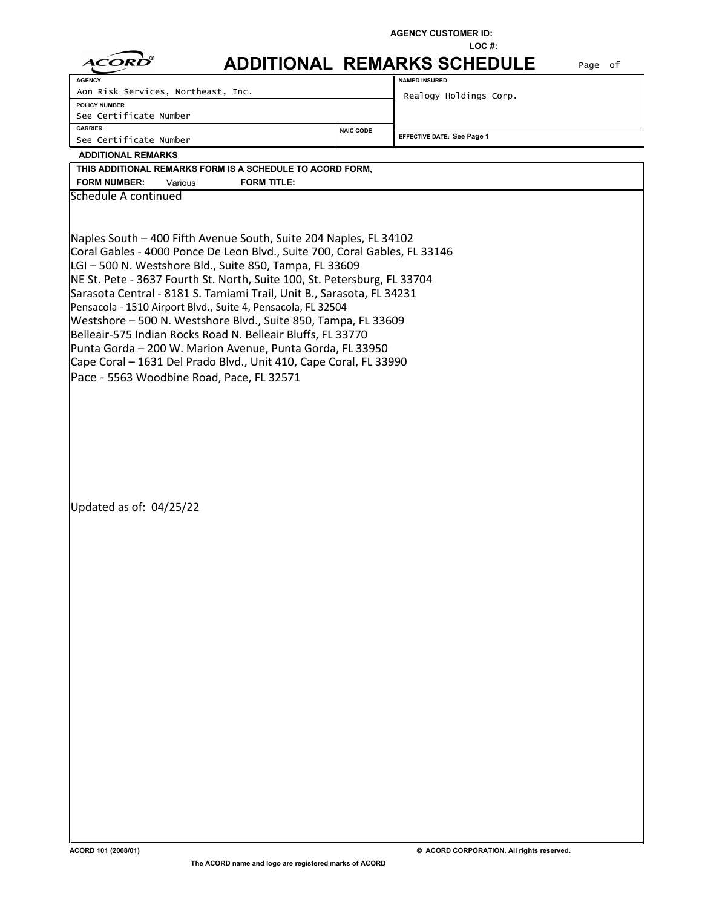AGENCY CUSTOMER ID:

LOC #:

# ADDITIONAL REMARKS SCHEDULE

| AGENCY | | NAMED INSURED |
|---|---|---|
| Aon Risk Services, Northeast, Inc. | | Realogy Holdings Corp. |
| POLICY NUMBER | | |
| See Certificate Number | | |
| CARRIER | NAIC CODE | |
| See Certificate Number | | EFFECTIVE DATE: See Page 1 |

**ADDITIONAL REMARKS**

**THIS ADDITIONAL REMARKS FORM IS A SCHEDULE TO ACORD FORM,**

**FORM NUMBER:** Various **FORM TITLE:**

Schedule A continued

Naples South – 400 Fifth Avenue South, Suite 204 Naples, FL 34102
Coral Gables - 4000 Ponce De Leon Blvd., Suite 700, Coral Gables, FL 33146
LGI – 500 N. Westshore Bld., Suite 850, Tampa, FL 33609
NE St. Pete - 3637 Fourth St. North, Suite 100, St. Petersburg, FL 33704
Sarasota Central - 8181 S. Tamiami Trail, Unit B., Sarasota, FL 34231
Pensacola - 1510 Airport Blvd., Suite 4, Pensacola, FL 32504
Westshore – 500 N. Westshore Blvd., Suite 850, Tampa, FL 33609
Belleair-575 Indian Rocks Road N. Belleair Bluffs, FL 33770
Punta Gorda – 200 W. Marion Avenue, Punta Gorda, FL 33950
Cape Coral – 1631 Del Prado Blvd., Unit 410, Cape Coral, FL 33990
Pace - 5563 Woodbine Road, Pace, FL 32571

Updated as of: 04/25/22

ACORD 101 (2008/01) © ACORD CORPORATION. All rights reserved.

The ACORD name and logo are registered marks of ACORD